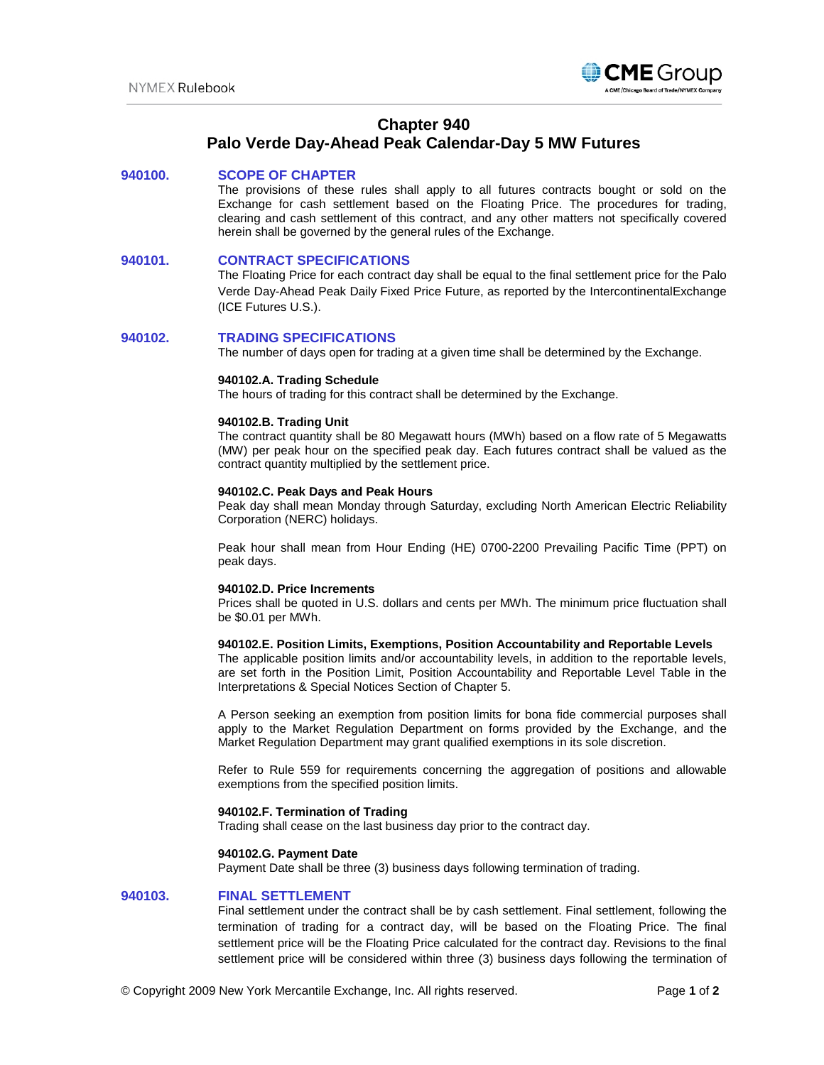# Chapter 940
# Palo Verde Day-Ahead Peak Calendar-Day 5 MW Futures

## 940100. SCOPE OF CHAPTER

The provisions of these rules shall apply to all futures contracts bought or sold on the Exchange for cash settlement based on the Floating Price. The procedures for trading, clearing and cash settlement of this contract, and any other matters not specifically covered herein shall be governed by the general rules of the Exchange.

## 940101. CONTRACT SPECIFICATIONS

The Floating Price for each contract day shall be equal to the final settlement price for the Palo Verde Day-Ahead Peak Daily Fixed Price Future, as reported by the IntercontinentalExchange (ICE Futures U.S.).

## 940102. TRADING SPECIFICATIONS

The number of days open for trading at a given time shall be determined by the Exchange.

### 940102.A. Trading Schedule

The hours of trading for this contract shall be determined by the Exchange.

### 940102.B. Trading Unit

The contract quantity shall be 80 Megawatt hours (MWh) based on a flow rate of 5 Megawatts (MW) per peak hour on the specified peak day. Each futures contract shall be valued as the contract quantity multiplied by the settlement price.

### 940102.C. Peak Days and Peak Hours

Peak day shall mean Monday through Saturday, excluding North American Electric Reliability Corporation (NERC) holidays.

Peak hour shall mean from Hour Ending (HE) 0700-2200 Prevailing Pacific Time (PPT) on peak days.

### 940102.D. Price Increments

Prices shall be quoted in U.S. dollars and cents per MWh. The minimum price fluctuation shall be $0.01 per MWh.

### 940102.E. Position Limits, Exemptions, Position Accountability and Reportable Levels

The applicable position limits and/or accountability levels, in addition to the reportable levels, are set forth in the Position Limit, Position Accountability and Reportable Level Table in the Interpretations & Special Notices Section of Chapter 5.

A Person seeking an exemption from position limits for bona fide commercial purposes shall apply to the Market Regulation Department on forms provided by the Exchange, and the Market Regulation Department may grant qualified exemptions in its sole discretion.

Refer to Rule 559 for requirements concerning the aggregation of positions and allowable exemptions from the specified position limits.

### 940102.F. Termination of Trading

Trading shall cease on the last business day prior to the contract day.

### 940102.G. Payment Date

Payment Date shall be three (3) business days following termination of trading.

## 940103. FINAL SETTLEMENT

Final settlement under the contract shall be by cash settlement. Final settlement, following the termination of trading for a contract day, will be based on the Floating Price. The final settlement price will be the Floating Price calculated for the contract day. Revisions to the final settlement price will be considered within three (3) business days following the termination of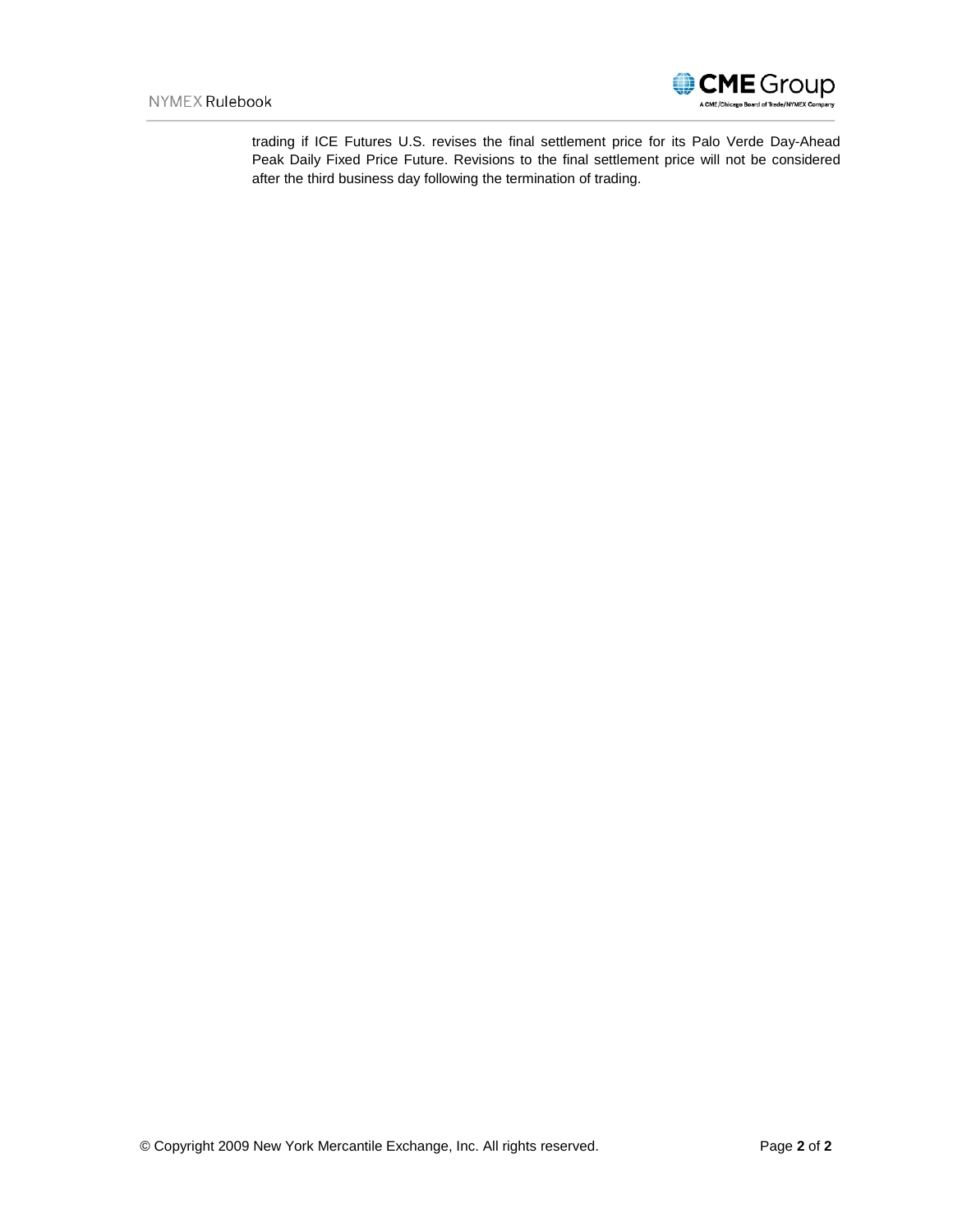trading if ICE Futures U.S. revises the final settlement price for its Palo Verde Day-Ahead Peak Daily Fixed Price Future. Revisions to the final settlement price will not be considered after the third business day following the termination of trading.